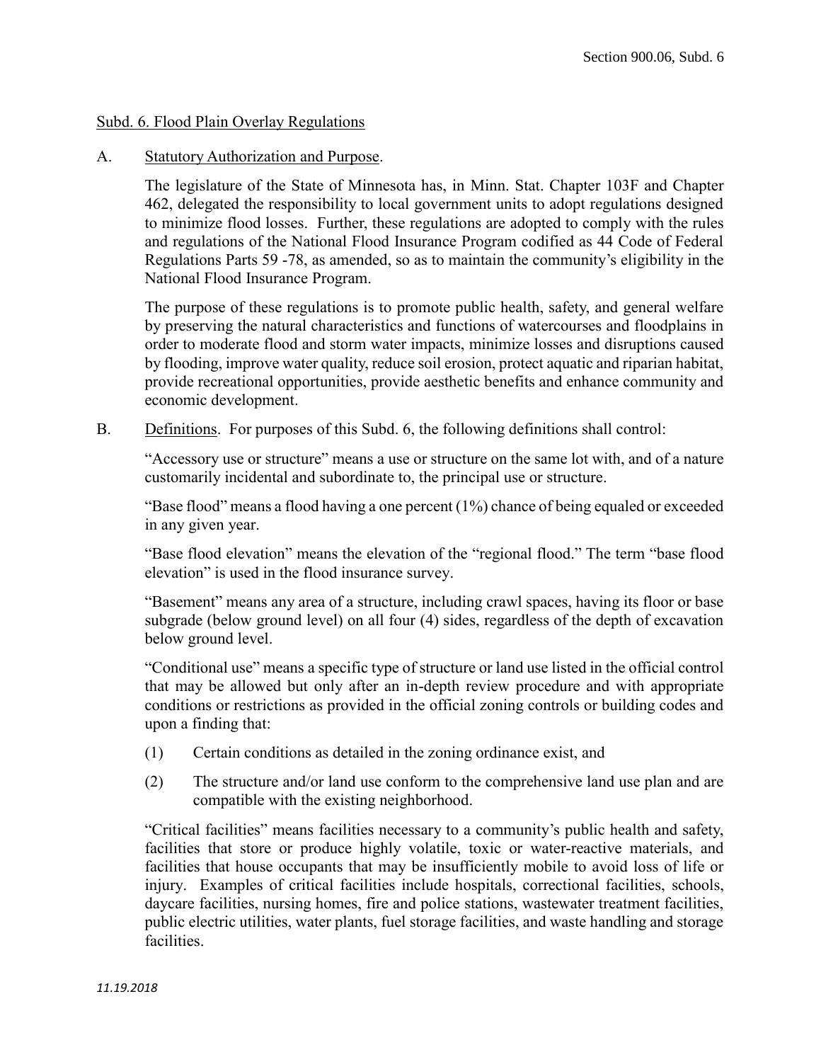## Subd. 6. Flood Plain Overlay Regulations

A. Statutory Authorization and Purpose.

The legislature of the State of Minnesota has, in Minn. Stat. Chapter 103F and Chapter 462, delegated the responsibility to local government units to adopt regulations designed to minimize flood losses. Further, these regulations are adopted to comply with the rules and regulations of the National Flood Insurance Program codified as 44 Code of Federal Regulations Parts 59 -78, as amended, so as to maintain the community's eligibility in the National Flood Insurance Program.

The purpose of these regulations is to promote public health, safety, and general welfare by preserving the natural characteristics and functions of watercourses and floodplains in order to moderate flood and storm water impacts, minimize losses and disruptions caused by flooding, improve water quality, reduce soil erosion, protect aquatic and riparian habitat, provide recreational opportunities, provide aesthetic benefits and enhance community and economic development.

B. Definitions. For purposes of this Subd. 6, the following definitions shall control:

"Accessory use or structure" means a use or structure on the same lot with, and of a nature customarily incidental and subordinate to, the principal use or structure.

"Base flood" means a flood having a one percent (1%) chance of being equaled or exceeded in any given year.

"Base flood elevation" means the elevation of the "regional flood." The term "base flood elevation" is used in the flood insurance survey.

"Basement" means any area of a structure, including crawl spaces, having its floor or base subgrade (below ground level) on all four (4) sides, regardless of the depth of excavation below ground level.

"Conditional use" means a specific type of structure or land use listed in the official control that may be allowed but only after an in-depth review procedure and with appropriate conditions or restrictions as provided in the official zoning controls or building codes and upon a finding that:

(1) Certain conditions as detailed in the zoning ordinance exist, and

(2) The structure and/or land use conform to the comprehensive land use plan and are compatible with the existing neighborhood.

"Critical facilities" means facilities necessary to a community's public health and safety, facilities that store or produce highly volatile, toxic or water-reactive materials, and facilities that house occupants that may be insufficiently mobile to avoid loss of life or injury. Examples of critical facilities include hospitals, correctional facilities, schools, daycare facilities, nursing homes, fire and police stations, wastewater treatment facilities, public electric utilities, water plants, fuel storage facilities, and waste handling and storage facilities.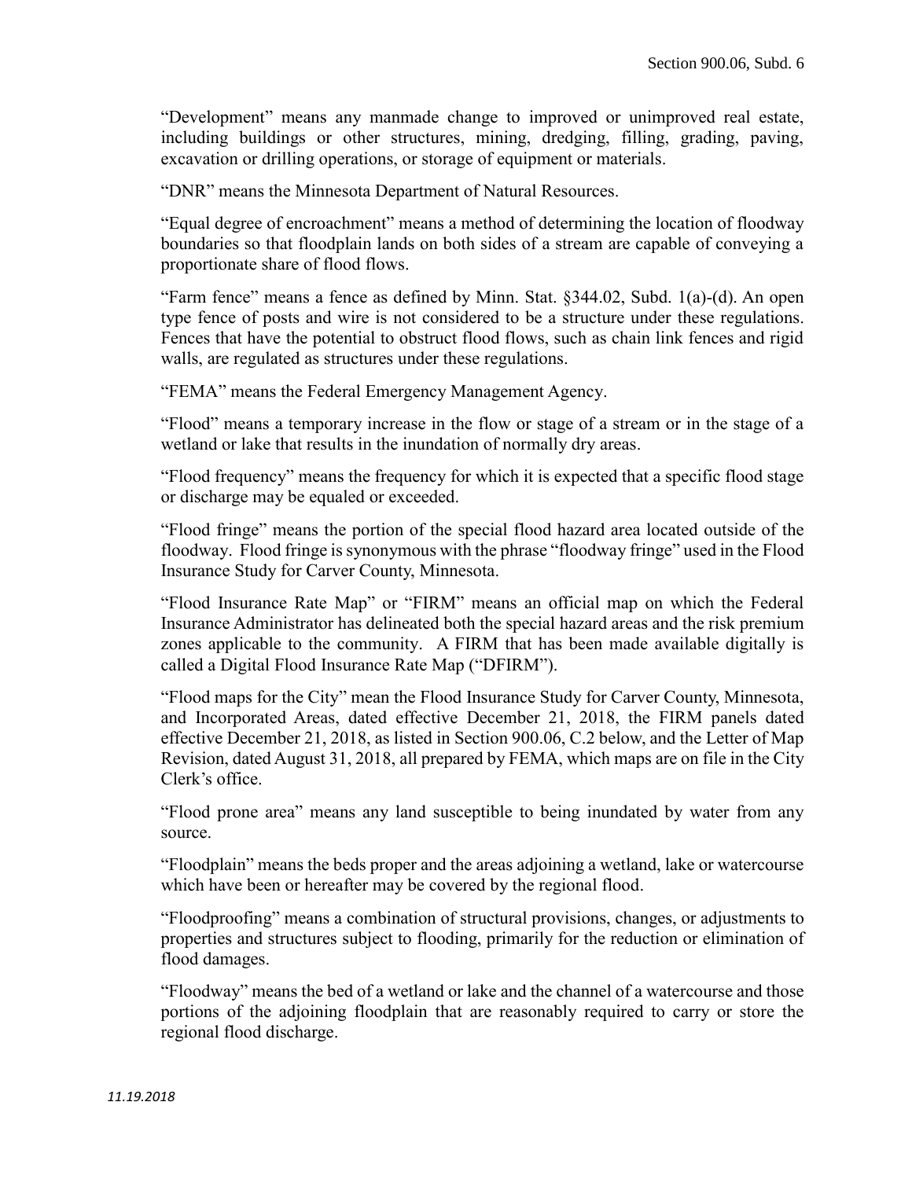"Development" means any manmade change to improved or unimproved real estate, including buildings or other structures, mining, dredging, filling, grading, paving, excavation or drilling operations, or storage of equipment or materials.

"DNR" means the Minnesota Department of Natural Resources.

"Equal degree of encroachment" means a method of determining the location of floodway boundaries so that floodplain lands on both sides of a stream are capable of conveying a proportionate share of flood flows.

"Farm fence" means a fence as defined by Minn. Stat. §344.02, Subd. 1(a)-(d). An open type fence of posts and wire is not considered to be a structure under these regulations. Fences that have the potential to obstruct flood flows, such as chain link fences and rigid walls, are regulated as structures under these regulations.

"FEMA" means the Federal Emergency Management Agency.

"Flood" means a temporary increase in the flow or stage of a stream or in the stage of a wetland or lake that results in the inundation of normally dry areas.

"Flood frequency" means the frequency for which it is expected that a specific flood stage or discharge may be equaled or exceeded.

"Flood fringe" means the portion of the special flood hazard area located outside of the floodway. Flood fringe is synonymous with the phrase "floodway fringe" used in the Flood Insurance Study for Carver County, Minnesota.

"Flood Insurance Rate Map" or "FIRM" means an official map on which the Federal Insurance Administrator has delineated both the special hazard areas and the risk premium zones applicable to the community. A FIRM that has been made available digitally is called a Digital Flood Insurance Rate Map ("DFIRM").

"Flood maps for the City" mean the Flood Insurance Study for Carver County, Minnesota, and Incorporated Areas, dated effective December 21, 2018, the FIRM panels dated effective December 21, 2018, as listed in Section 900.06, C.2 below, and the Letter of Map Revision, dated August 31, 2018, all prepared by FEMA, which maps are on file in the City Clerk's office.

"Flood prone area" means any land susceptible to being inundated by water from any source.

"Floodplain" means the beds proper and the areas adjoining a wetland, lake or watercourse which have been or hereafter may be covered by the regional flood.

"Floodproofing" means a combination of structural provisions, changes, or adjustments to properties and structures subject to flooding, primarily for the reduction or elimination of flood damages.

"Floodway" means the bed of a wetland or lake and the channel of a watercourse and those portions of the adjoining floodplain that are reasonably required to carry or store the regional flood discharge.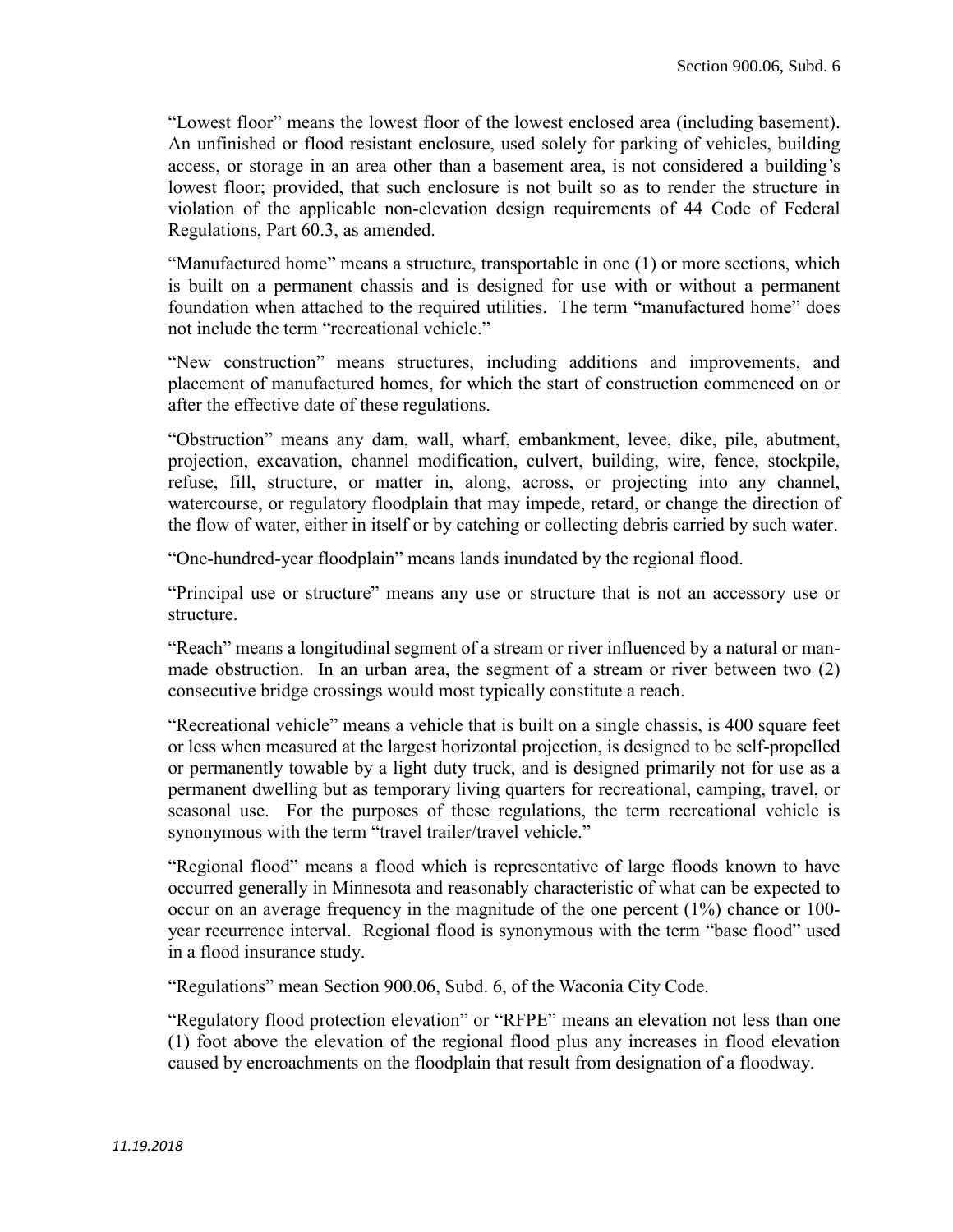"Lowest floor" means the lowest floor of the lowest enclosed area (including basement). An unfinished or flood resistant enclosure, used solely for parking of vehicles, building access, or storage in an area other than a basement area, is not considered a building's lowest floor; provided, that such enclosure is not built so as to render the structure in violation of the applicable non-elevation design requirements of 44 Code of Federal Regulations, Part 60.3, as amended.

"Manufactured home" means a structure, transportable in one (1) or more sections, which is built on a permanent chassis and is designed for use with or without a permanent foundation when attached to the required utilities. The term "manufactured home" does not include the term "recreational vehicle."

"New construction" means structures, including additions and improvements, and placement of manufactured homes, for which the start of construction commenced on or after the effective date of these regulations.

"Obstruction" means any dam, wall, wharf, embankment, levee, dike, pile, abutment, projection, excavation, channel modification, culvert, building, wire, fence, stockpile, refuse, fill, structure, or matter in, along, across, or projecting into any channel, watercourse, or regulatory floodplain that may impede, retard, or change the direction of the flow of water, either in itself or by catching or collecting debris carried by such water.

"One-hundred-year floodplain" means lands inundated by the regional flood.

"Principal use or structure" means any use or structure that is not an accessory use or structure.

"Reach" means a longitudinal segment of a stream or river influenced by a natural or man-made obstruction. In an urban area, the segment of a stream or river between two (2) consecutive bridge crossings would most typically constitute a reach.

"Recreational vehicle" means a vehicle that is built on a single chassis, is 400 square feet or less when measured at the largest horizontal projection, is designed to be self-propelled or permanently towable by a light duty truck, and is designed primarily not for use as a permanent dwelling but as temporary living quarters for recreational, camping, travel, or seasonal use. For the purposes of these regulations, the term recreational vehicle is synonymous with the term "travel trailer/travel vehicle."

"Regional flood" means a flood which is representative of large floods known to have occurred generally in Minnesota and reasonably characteristic of what can be expected to occur on an average frequency in the magnitude of the one percent (1%) chance or 100-year recurrence interval. Regional flood is synonymous with the term "base flood" used in a flood insurance study.

"Regulations" mean Section 900.06, Subd. 6, of the Waconia City Code.

"Regulatory flood protection elevation" or "RFPE" means an elevation not less than one (1) foot above the elevation of the regional flood plus any increases in flood elevation caused by encroachments on the floodplain that result from designation of a floodway.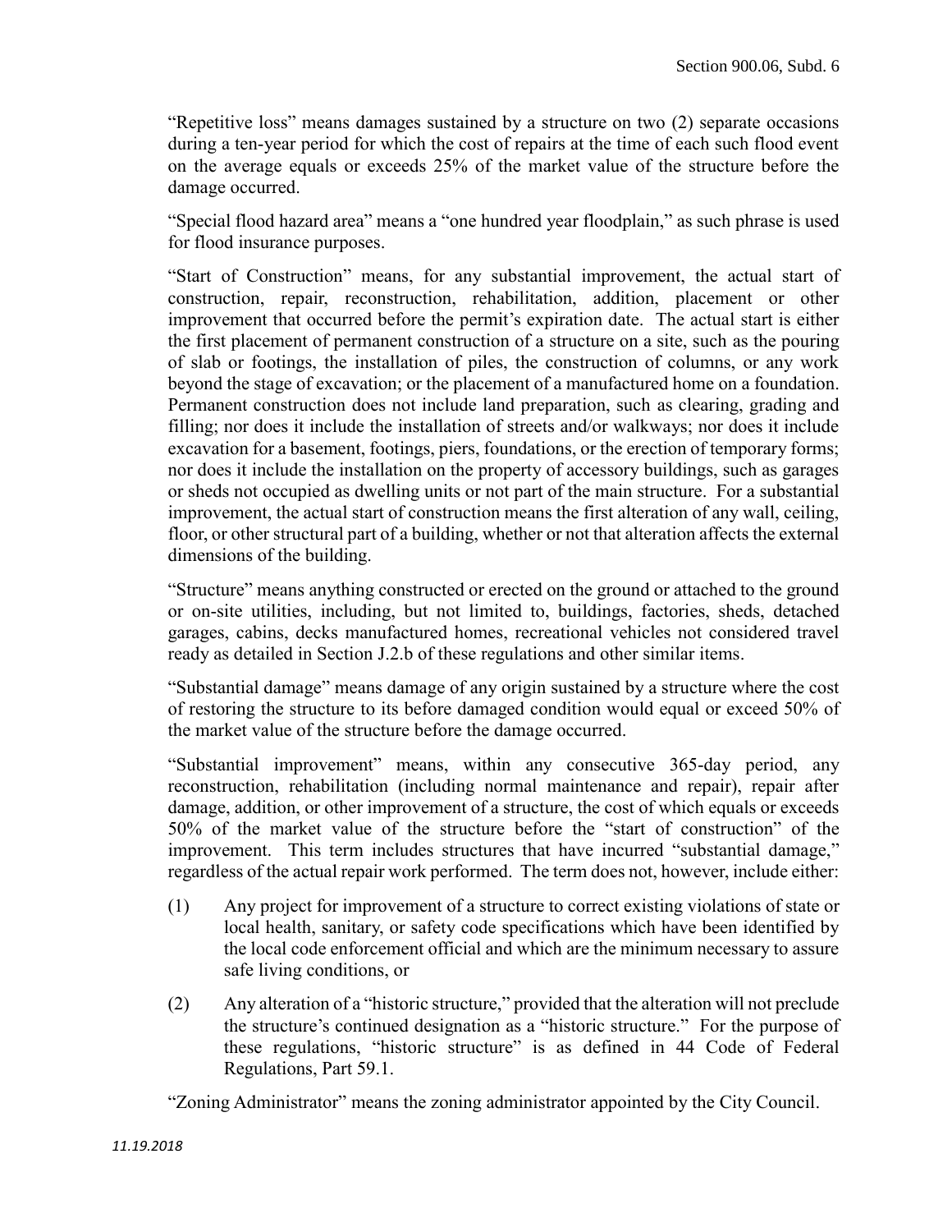"Repetitive loss" means damages sustained by a structure on two (2) separate occasions during a ten-year period for which the cost of repairs at the time of each such flood event on the average equals or exceeds 25% of the market value of the structure before the damage occurred.

"Special flood hazard area" means a "one hundred year floodplain," as such phrase is used for flood insurance purposes.

"Start of Construction" means, for any substantial improvement, the actual start of construction, repair, reconstruction, rehabilitation, addition, placement or other improvement that occurred before the permit's expiration date. The actual start is either the first placement of permanent construction of a structure on a site, such as the pouring of slab or footings, the installation of piles, the construction of columns, or any work beyond the stage of excavation; or the placement of a manufactured home on a foundation. Permanent construction does not include land preparation, such as clearing, grading and filling; nor does it include the installation of streets and/or walkways; nor does it include excavation for a basement, footings, piers, foundations, or the erection of temporary forms; nor does it include the installation on the property of accessory buildings, such as garages or sheds not occupied as dwelling units or not part of the main structure. For a substantial improvement, the actual start of construction means the first alteration of any wall, ceiling, floor, or other structural part of a building, whether or not that alteration affects the external dimensions of the building.

"Structure" means anything constructed or erected on the ground or attached to the ground or on-site utilities, including, but not limited to, buildings, factories, sheds, detached garages, cabins, decks manufactured homes, recreational vehicles not considered travel ready as detailed in Section J.2.b of these regulations and other similar items.

"Substantial damage" means damage of any origin sustained by a structure where the cost of restoring the structure to its before damaged condition would equal or exceed 50% of the market value of the structure before the damage occurred.

"Substantial improvement" means, within any consecutive 365-day period, any reconstruction, rehabilitation (including normal maintenance and repair), repair after damage, addition, or other improvement of a structure, the cost of which equals or exceeds 50% of the market value of the structure before the "start of construction" of the improvement. This term includes structures that have incurred "substantial damage," regardless of the actual repair work performed. The term does not, however, include either:

(1) Any project for improvement of a structure to correct existing violations of state or local health, sanitary, or safety code specifications which have been identified by the local code enforcement official and which are the minimum necessary to assure safe living conditions, or

(2) Any alteration of a "historic structure," provided that the alteration will not preclude the structure's continued designation as a "historic structure." For the purpose of these regulations, "historic structure" is as defined in 44 Code of Federal Regulations, Part 59.1.

"Zoning Administrator" means the zoning administrator appointed by the City Council.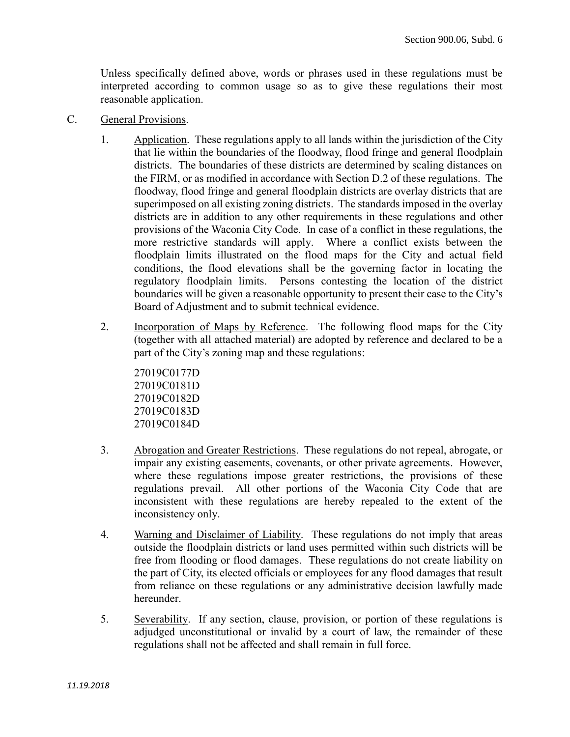Unless specifically defined above, words or phrases used in these regulations must be interpreted according to common usage so as to give these regulations their most reasonable application.

C. General Provisions.

1. Application. These regulations apply to all lands within the jurisdiction of the City that lie within the boundaries of the floodway, flood fringe and general floodplain districts. The boundaries of these districts are determined by scaling distances on the FIRM, or as modified in accordance with Section D.2 of these regulations. The floodway, flood fringe and general floodplain districts are overlay districts that are superimposed on all existing zoning districts. The standards imposed in the overlay districts are in addition to any other requirements in these regulations and other provisions of the Waconia City Code. In case of a conflict in these regulations, the more restrictive standards will apply. Where a conflict exists between the floodplain limits illustrated on the flood maps for the City and actual field conditions, the flood elevations shall be the governing factor in locating the regulatory floodplain limits. Persons contesting the location of the district boundaries will be given a reasonable opportunity to present their case to the City's Board of Adjustment and to submit technical evidence.

2. Incorporation of Maps by Reference. The following flood maps for the City (together with all attached material) are adopted by reference and declared to be a part of the City's zoning map and these regulations:

   27019C0177D
   27019C0181D
   27019C0182D
   27019C0183D
   27019C0184D

3. Abrogation and Greater Restrictions. These regulations do not repeal, abrogate, or impair any existing easements, covenants, or other private agreements. However, where these regulations impose greater restrictions, the provisions of these regulations prevail. All other portions of the Waconia City Code that are inconsistent with these regulations are hereby repealed to the extent of the inconsistency only.

4. Warning and Disclaimer of Liability. These regulations do not imply that areas outside the floodplain districts or land uses permitted within such districts will be free from flooding or flood damages. These regulations do not create liability on the part of City, its elected officials or employees for any flood damages that result from reliance on these regulations or any administrative decision lawfully made hereunder.

5. Severability. If any section, clause, provision, or portion of these regulations is adjudged unconstitutional or invalid by a court of law, the remainder of these regulations shall not be affected and shall remain in full force.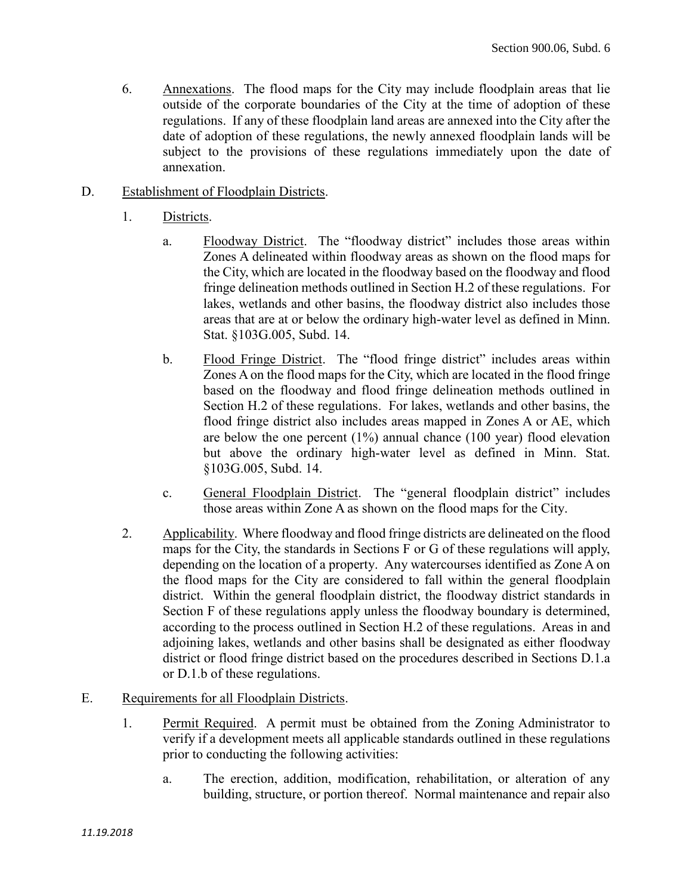6. Annexations. The flood maps for the City may include floodplain areas that lie outside of the corporate boundaries of the City at the time of adoption of these regulations. If any of these floodplain land areas are annexed into the City after the date of adoption of these regulations, the newly annexed floodplain lands will be subject to the provisions of these regulations immediately upon the date of annexation.

D. Establishment of Floodplain Districts.

1. Districts.

a. Floodway District. The "floodway district" includes those areas within Zones A delineated within floodway areas as shown on the flood maps for the City, which are located in the floodway based on the floodway and flood fringe delineation methods outlined in Section H.2 of these regulations. For lakes, wetlands and other basins, the floodway district also includes those areas that are at or below the ordinary high-water level as defined in Minn. Stat. §103G.005, Subd. 14.

b. Flood Fringe District. The "flood fringe district" includes areas within Zones A on the flood maps for the City, which are located in the flood fringe based on the floodway and flood fringe delineation methods outlined in Section H.2 of these regulations. For lakes, wetlands and other basins, the flood fringe district also includes areas mapped in Zones A or AE, which are below the one percent (1%) annual chance (100 year) flood elevation but above the ordinary high-water level as defined in Minn. Stat. §103G.005, Subd. 14.

c. General Floodplain District. The "general floodplain district" includes those areas within Zone A as shown on the flood maps for the City.

2. Applicability. Where floodway and flood fringe districts are delineated on the flood maps for the City, the standards in Sections F or G of these regulations will apply, depending on the location of a property. Any watercourses identified as Zone A on the flood maps for the City are considered to fall within the general floodplain district. Within the general floodplain district, the floodway district standards in Section F of these regulations apply unless the floodway boundary is determined, according to the process outlined in Section H.2 of these regulations. Areas in and adjoining lakes, wetlands and other basins shall be designated as either floodway district or flood fringe district based on the procedures described in Sections D.1.a or D.1.b of these regulations.

E. Requirements for all Floodplain Districts.

1. Permit Required. A permit must be obtained from the Zoning Administrator to verify if a development meets all applicable standards outlined in these regulations prior to conducting the following activities:

a. The erection, addition, modification, rehabilitation, or alteration of any building, structure, or portion thereof. Normal maintenance and repair also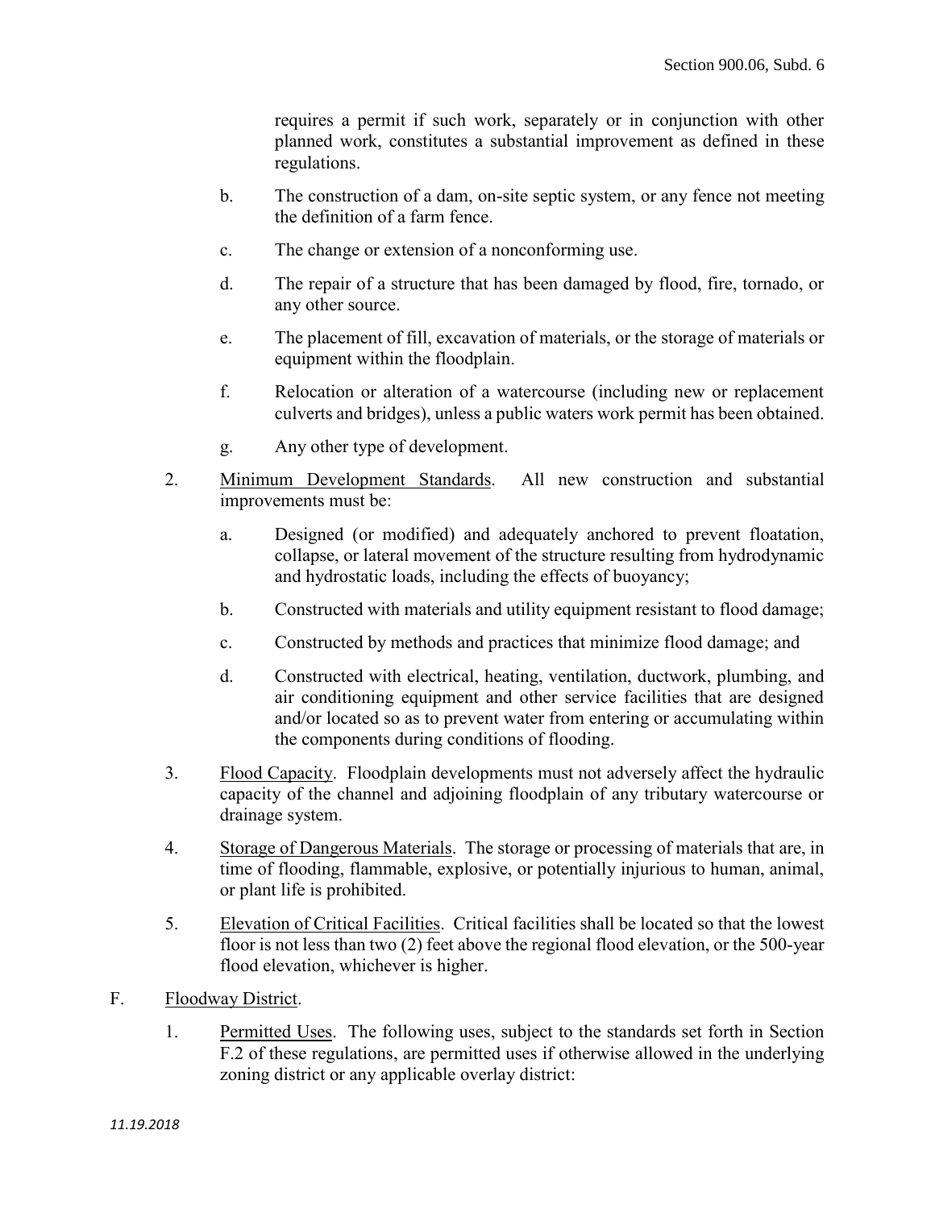requires a permit if such work, separately or in conjunction with other planned work, constitutes a substantial improvement as defined in these regulations.

b. The construction of a dam, on-site septic system, or any fence not meeting the definition of a farm fence.

c. The change or extension of a nonconforming use.

d. The repair of a structure that has been damaged by flood, fire, tornado, or any other source.

e. The placement of fill, excavation of materials, or the storage of materials or equipment within the floodplain.

f. Relocation or alteration of a watercourse (including new or replacement culverts and bridges), unless a public waters work permit has been obtained.

g. Any other type of development.

2. Minimum Development Standards. All new construction and substantial improvements must be:

a. Designed (or modified) and adequately anchored to prevent floatation, collapse, or lateral movement of the structure resulting from hydrodynamic and hydrostatic loads, including the effects of buoyancy;

b. Constructed with materials and utility equipment resistant to flood damage;

c. Constructed by methods and practices that minimize flood damage; and

d. Constructed with electrical, heating, ventilation, ductwork, plumbing, and air conditioning equipment and other service facilities that are designed and/or located so as to prevent water from entering or accumulating within the components during conditions of flooding.

3. Flood Capacity. Floodplain developments must not adversely affect the hydraulic capacity of the channel and adjoining floodplain of any tributary watercourse or drainage system.

4. Storage of Dangerous Materials. The storage or processing of materials that are, in time of flooding, flammable, explosive, or potentially injurious to human, animal, or plant life is prohibited.

5. Elevation of Critical Facilities. Critical facilities shall be located so that the lowest floor is not less than two (2) feet above the regional flood elevation, or the 500-year flood elevation, whichever is higher.

F. Floodway District.

1. Permitted Uses. The following uses, subject to the standards set forth in Section F.2 of these regulations, are permitted uses if otherwise allowed in the underlying zoning district or any applicable overlay district: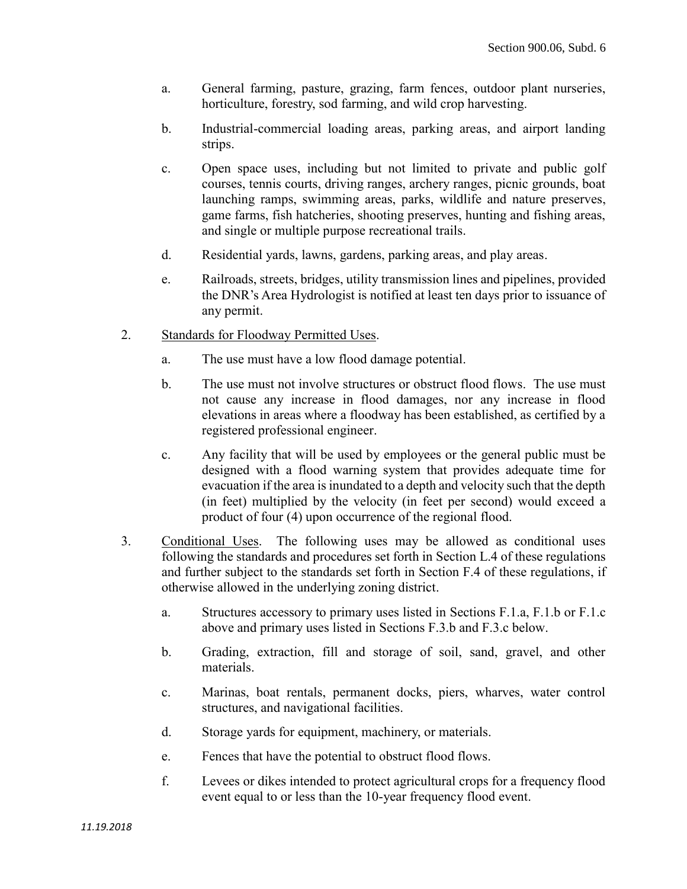a. General farming, pasture, grazing, farm fences, outdoor plant nurseries, horticulture, forestry, sod farming, and wild crop harvesting.

b. Industrial-commercial loading areas, parking areas, and airport landing strips.

c. Open space uses, including but not limited to private and public golf courses, tennis courts, driving ranges, archery ranges, picnic grounds, boat launching ramps, swimming areas, parks, wildlife and nature preserves, game farms, fish hatcheries, shooting preserves, hunting and fishing areas, and single or multiple purpose recreational trails.

d. Residential yards, lawns, gardens, parking areas, and play areas.

e. Railroads, streets, bridges, utility transmission lines and pipelines, provided the DNR's Area Hydrologist is notified at least ten days prior to issuance of any permit.

2. Standards for Floodway Permitted Uses.

   a. The use must have a low flood damage potential.

   b. The use must not involve structures or obstruct flood flows. The use must not cause any increase in flood damages, nor any increase in flood elevations in areas where a floodway has been established, as certified by a registered professional engineer.

   c. Any facility that will be used by employees or the general public must be designed with a flood warning system that provides adequate time for evacuation if the area is inundated to a depth and velocity such that the depth (in feet) multiplied by the velocity (in feet per second) would exceed a product of four (4) upon occurrence of the regional flood.

3. Conditional Uses. The following uses may be allowed as conditional uses following the standards and procedures set forth in Section L.4 of these regulations and further subject to the standards set forth in Section F.4 of these regulations, if otherwise allowed in the underlying zoning district.

   a. Structures accessory to primary uses listed in Sections F.1.a, F.1.b or F.1.c above and primary uses listed in Sections F.3.b and F.3.c below.

   b. Grading, extraction, fill and storage of soil, sand, gravel, and other materials.

   c. Marinas, boat rentals, permanent docks, piers, wharves, water control structures, and navigational facilities.

   d. Storage yards for equipment, machinery, or materials.

   e. Fences that have the potential to obstruct flood flows.

   f. Levees or dikes intended to protect agricultural crops for a frequency flood event equal to or less than the 10-year frequency flood event.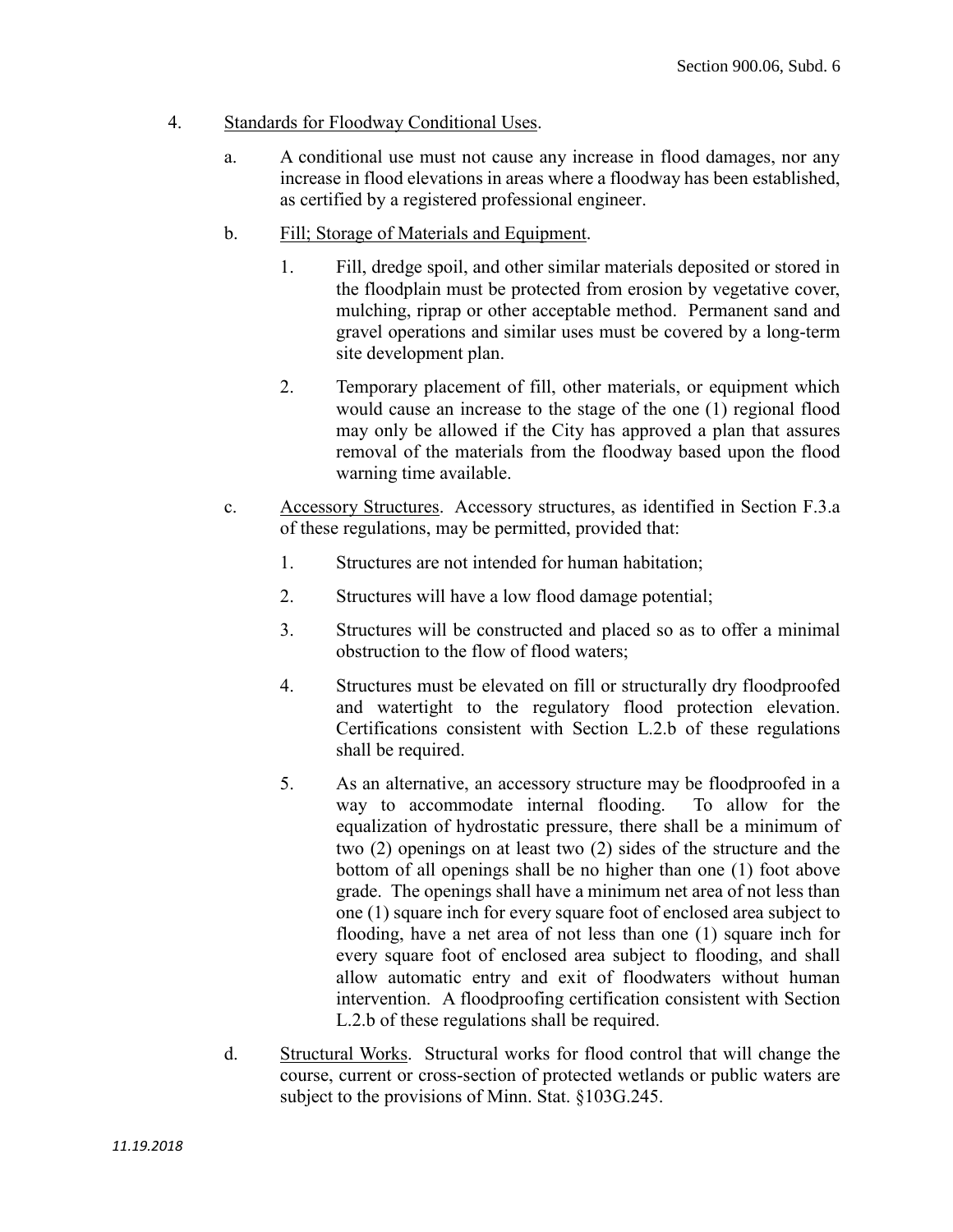4. Standards for Floodway Conditional Uses.

   a. A conditional use must not cause any increase in flood damages, nor any increase in flood elevations in areas where a floodway has been established, as certified by a registered professional engineer.

   b. Fill; Storage of Materials and Equipment.

      1. Fill, dredge spoil, and other similar materials deposited or stored in the floodplain must be protected from erosion by vegetative cover, mulching, riprap or other acceptable method. Permanent sand and gravel operations and similar uses must be covered by a long-term site development plan.

      2. Temporary placement of fill, other materials, or equipment which would cause an increase to the stage of the one (1) regional flood may only be allowed if the City has approved a plan that assures removal of the materials from the floodway based upon the flood warning time available.

   c. Accessory Structures. Accessory structures, as identified in Section F.3.a of these regulations, may be permitted, provided that:

      1. Structures are not intended for human habitation;

      2. Structures will have a low flood damage potential;

      3. Structures will be constructed and placed so as to offer a minimal obstruction to the flow of flood waters;

      4. Structures must be elevated on fill or structurally dry floodproofed and watertight to the regulatory flood protection elevation. Certifications consistent with Section L.2.b of these regulations shall be required.

      5. As an alternative, an accessory structure may be floodproofed in a way to accommodate internal flooding. To allow for the equalization of hydrostatic pressure, there shall be a minimum of two (2) openings on at least two (2) sides of the structure and the bottom of all openings shall be no higher than one (1) foot above grade. The openings shall have a minimum net area of not less than one (1) square inch for every square foot of enclosed area subject to flooding, have a net area of not less than one (1) square inch for every square foot of enclosed area subject to flooding, and shall allow automatic entry and exit of floodwaters without human intervention. A floodproofing certification consistent with Section L.2.b of these regulations shall be required.

   d. Structural Works. Structural works for flood control that will change the course, current or cross-section of protected wetlands or public waters are subject to the provisions of Minn. Stat. §103G.245.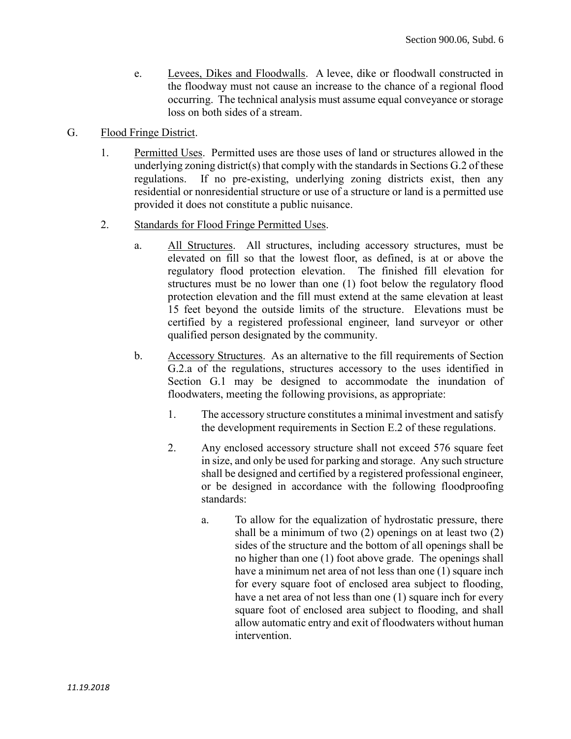e. Levees, Dikes and Floodwalls. A levee, dike or floodwall constructed in the floodway must not cause an increase to the chance of a regional flood occurring. The technical analysis must assume equal conveyance or storage loss on both sides of a stream.

G. Flood Fringe District.

1. Permitted Uses. Permitted uses are those uses of land or structures allowed in the underlying zoning district(s) that comply with the standards in Sections G.2 of these regulations. If no pre-existing, underlying zoning districts exist, then any residential or nonresidential structure or use of a structure or land is a permitted use provided it does not constitute a public nuisance.

2. Standards for Flood Fringe Permitted Uses.

a. All Structures. All structures, including accessory structures, must be elevated on fill so that the lowest floor, as defined, is at or above the regulatory flood protection elevation. The finished fill elevation for structures must be no lower than one (1) foot below the regulatory flood protection elevation and the fill must extend at the same elevation at least 15 feet beyond the outside limits of the structure. Elevations must be certified by a registered professional engineer, land surveyor or other qualified person designated by the community.

b. Accessory Structures. As an alternative to the fill requirements of Section G.2.a of the regulations, structures accessory to the uses identified in Section G.1 may be designed to accommodate the inundation of floodwaters, meeting the following provisions, as appropriate:

1. The accessory structure constitutes a minimal investment and satisfy the development requirements in Section E.2 of these regulations.

2. Any enclosed accessory structure shall not exceed 576 square feet in size, and only be used for parking and storage. Any such structure shall be designed and certified by a registered professional engineer, or be designed in accordance with the following floodproofing standards:

a. To allow for the equalization of hydrostatic pressure, there shall be a minimum of two (2) openings on at least two (2) sides of the structure and the bottom of all openings shall be no higher than one (1) foot above grade. The openings shall have a minimum net area of not less than one (1) square inch for every square foot of enclosed area subject to flooding, have a net area of not less than one (1) square inch for every square foot of enclosed area subject to flooding, and shall allow automatic entry and exit of floodwaters without human intervention.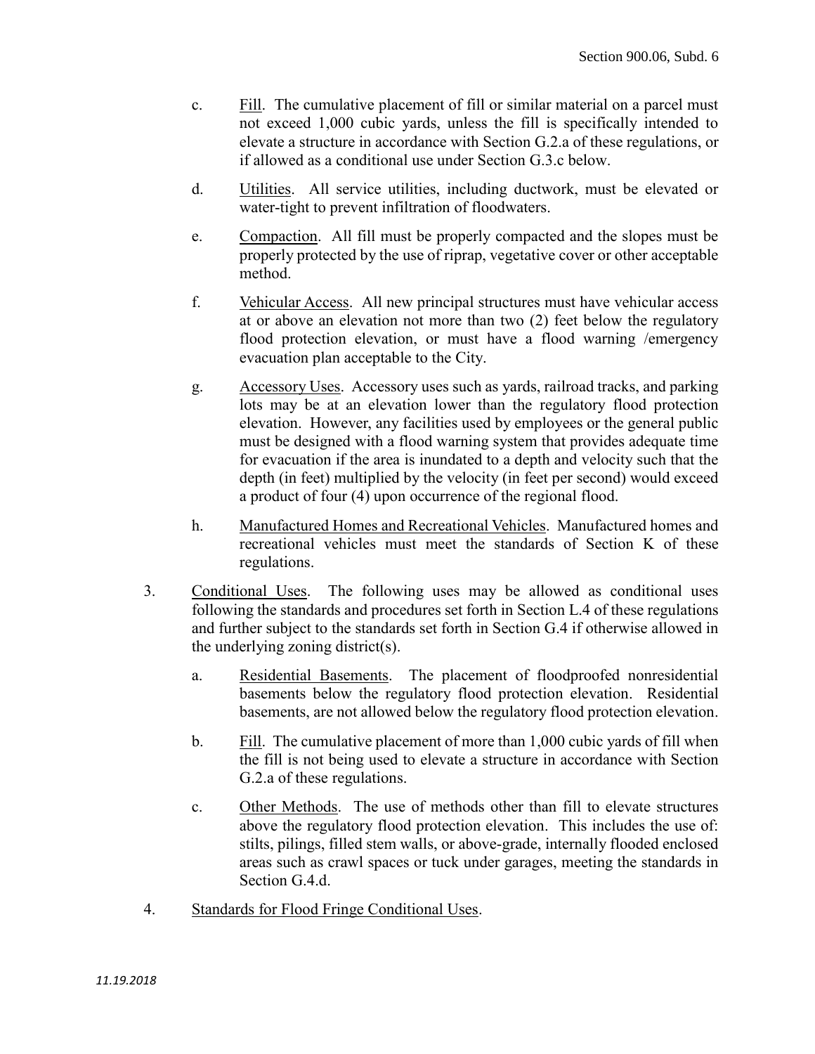c. Fill. The cumulative placement of fill or similar material on a parcel must not exceed 1,000 cubic yards, unless the fill is specifically intended to elevate a structure in accordance with Section G.2.a of these regulations, or if allowed as a conditional use under Section G.3.c below.

d. Utilities. All service utilities, including ductwork, must be elevated or water-tight to prevent infiltration of floodwaters.

e. Compaction. All fill must be properly compacted and the slopes must be properly protected by the use of riprap, vegetative cover or other acceptable method.

f. Vehicular Access. All new principal structures must have vehicular access at or above an elevation not more than two (2) feet below the regulatory flood protection elevation, or must have a flood warning /emergency evacuation plan acceptable to the City.

g. Accessory Uses. Accessory uses such as yards, railroad tracks, and parking lots may be at an elevation lower than the regulatory flood protection elevation. However, any facilities used by employees or the general public must be designed with a flood warning system that provides adequate time for evacuation if the area is inundated to a depth and velocity such that the depth (in feet) multiplied by the velocity (in feet per second) would exceed a product of four (4) upon occurrence of the regional flood.

h. Manufactured Homes and Recreational Vehicles. Manufactured homes and recreational vehicles must meet the standards of Section K of these regulations.

3. Conditional Uses. The following uses may be allowed as conditional uses following the standards and procedures set forth in Section L.4 of these regulations and further subject to the standards set forth in Section G.4 if otherwise allowed in the underlying zoning district(s).

   a. Residential Basements. The placement of floodproofed nonresidential basements below the regulatory flood protection elevation. Residential basements, are not allowed below the regulatory flood protection elevation.

   b. Fill. The cumulative placement of more than 1,000 cubic yards of fill when the fill is not being used to elevate a structure in accordance with Section G.2.a of these regulations.

   c. Other Methods. The use of methods other than fill to elevate structures above the regulatory flood protection elevation. This includes the use of: stilts, pilings, filled stem walls, or above-grade, internally flooded enclosed areas such as crawl spaces or tuck under garages, meeting the standards in Section G.4.d.

4. Standards for Flood Fringe Conditional Uses.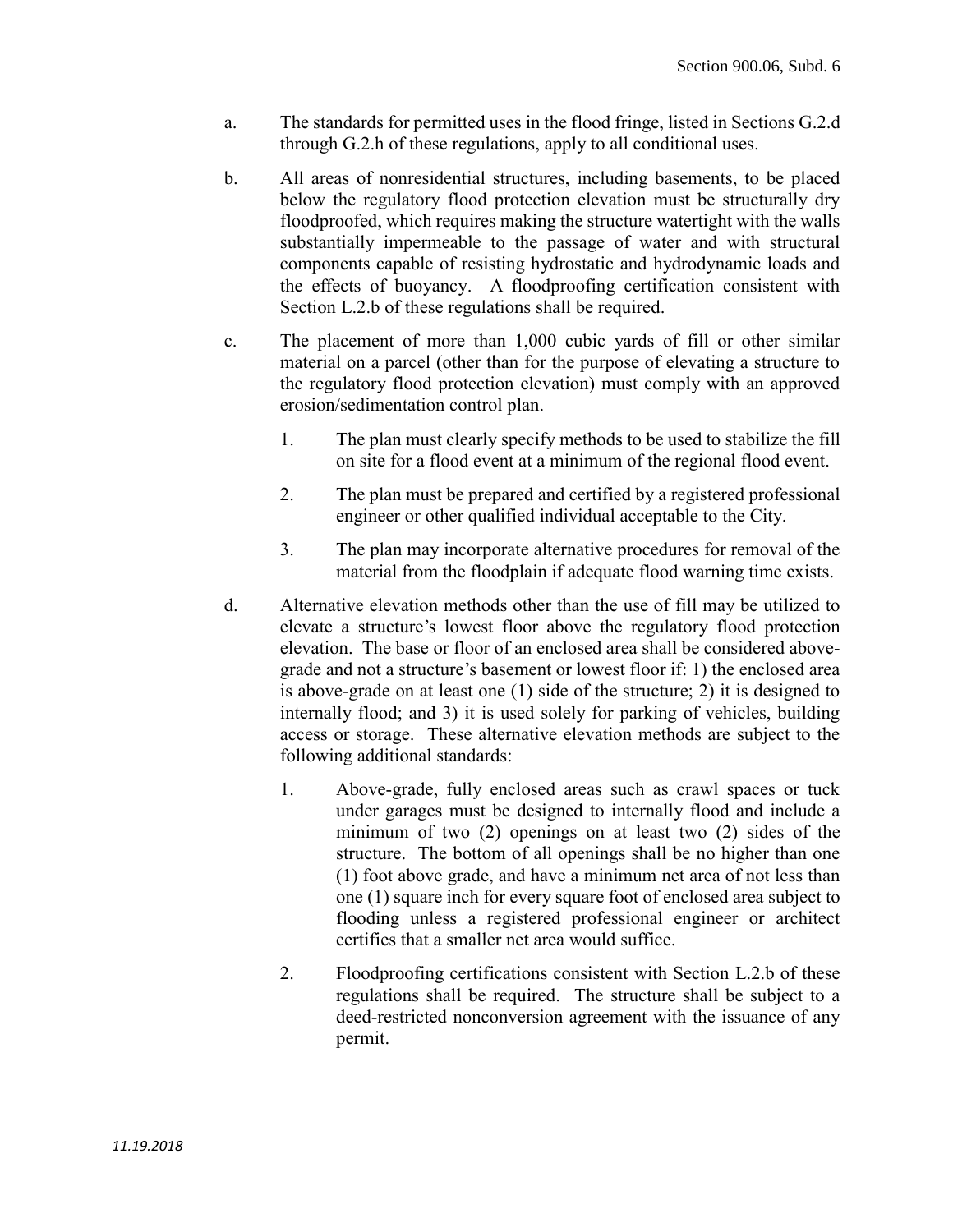a. The standards for permitted uses in the flood fringe, listed in Sections G.2.d through G.2.h of these regulations, apply to all conditional uses.

b. All areas of nonresidential structures, including basements, to be placed below the regulatory flood protection elevation must be structurally dry floodproofed, which requires making the structure watertight with the walls substantially impermeable to the passage of water and with structural components capable of resisting hydrostatic and hydrodynamic loads and the effects of buoyancy. A floodproofing certification consistent with Section L.2.b of these regulations shall be required.

c. The placement of more than 1,000 cubic yards of fill or other similar material on a parcel (other than for the purpose of elevating a structure to the regulatory flood protection elevation) must comply with an approved erosion/sedimentation control plan.

   1. The plan must clearly specify methods to be used to stabilize the fill on site for a flood event at a minimum of the regional flood event.

   2. The plan must be prepared and certified by a registered professional engineer or other qualified individual acceptable to the City.

   3. The plan may incorporate alternative procedures for removal of the material from the floodplain if adequate flood warning time exists.

d. Alternative elevation methods other than the use of fill may be utilized to elevate a structure's lowest floor above the regulatory flood protection elevation. The base or floor of an enclosed area shall be considered above-grade and not a structure's basement or lowest floor if: 1) the enclosed area is above-grade on at least one (1) side of the structure; 2) it is designed to internally flood; and 3) it is used solely for parking of vehicles, building access or storage. These alternative elevation methods are subject to the following additional standards:

   1. Above-grade, fully enclosed areas such as crawl spaces or tuck under garages must be designed to internally flood and include a minimum of two (2) openings on at least two (2) sides of the structure. The bottom of all openings shall be no higher than one (1) foot above grade, and have a minimum net area of not less than one (1) square inch for every square foot of enclosed area subject to flooding unless a registered professional engineer or architect certifies that a smaller net area would suffice.

   2. Floodproofing certifications consistent with Section L.2.b of these regulations shall be required. The structure shall be subject to a deed-restricted nonconversion agreement with the issuance of any permit.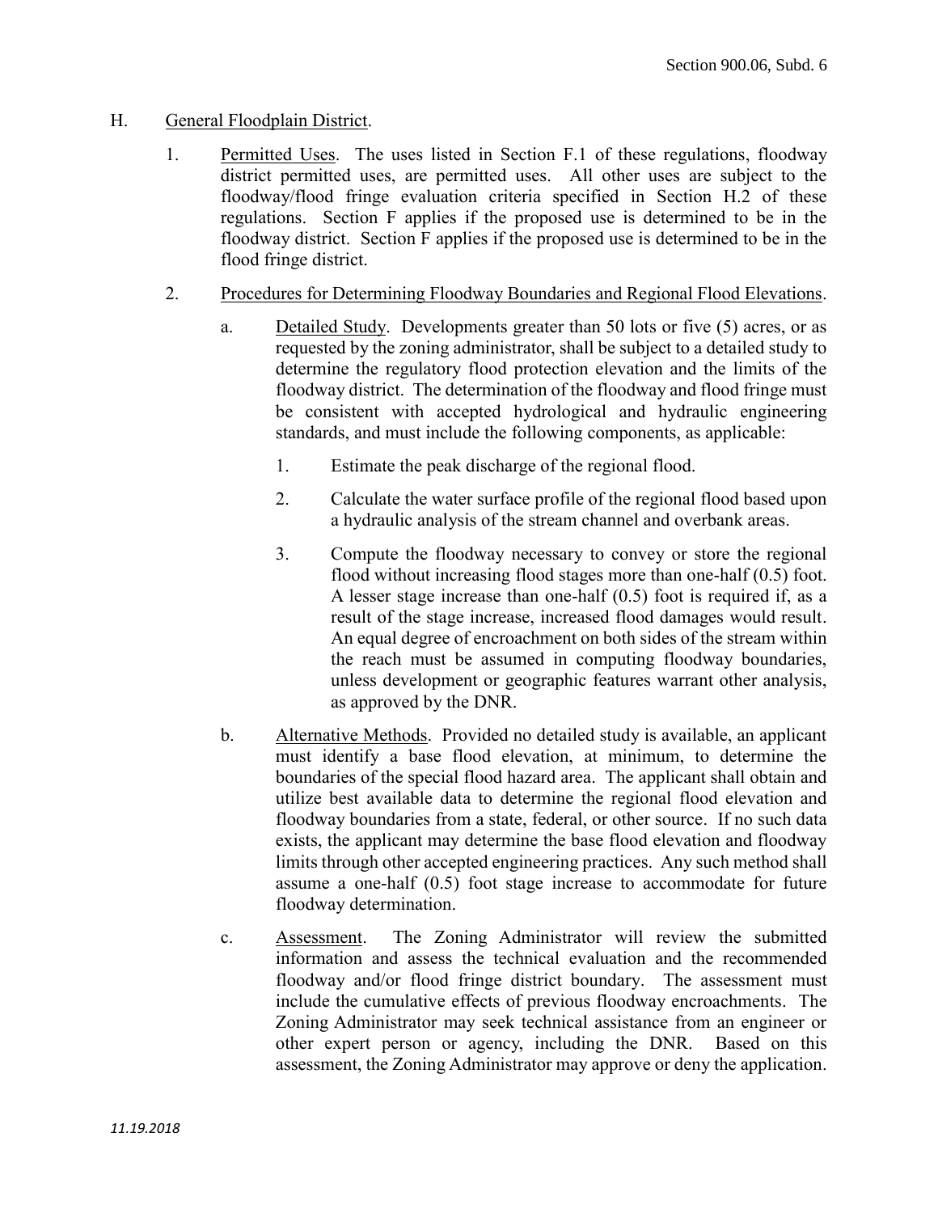H. General Floodplain District.

1. Permitted Uses. The uses listed in Section F.1 of these regulations, floodway district permitted uses, are permitted uses. All other uses are subject to the floodway/flood fringe evaluation criteria specified in Section H.2 of these regulations. Section F applies if the proposed use is determined to be in the floodway district. Section F applies if the proposed use is determined to be in the flood fringe district.

2. Procedures for Determining Floodway Boundaries and Regional Flood Elevations.

   a. Detailed Study. Developments greater than 50 lots or five (5) acres, or as requested by the zoning administrator, shall be subject to a detailed study to determine the regulatory flood protection elevation and the limits of the floodway district. The determination of the floodway and flood fringe must be consistent with accepted hydrological and hydraulic engineering standards, and must include the following components, as applicable:

      1. Estimate the peak discharge of the regional flood.

      2. Calculate the water surface profile of the regional flood based upon a hydraulic analysis of the stream channel and overbank areas.

      3. Compute the floodway necessary to convey or store the regional flood without increasing flood stages more than one-half (0.5) foot. A lesser stage increase than one-half (0.5) foot is required if, as a result of the stage increase, increased flood damages would result. An equal degree of encroachment on both sides of the stream within the reach must be assumed in computing floodway boundaries, unless development or geographic features warrant other analysis, as approved by the DNR.

   b. Alternative Methods. Provided no detailed study is available, an applicant must identify a base flood elevation, at minimum, to determine the boundaries of the special flood hazard area. The applicant shall obtain and utilize best available data to determine the regional flood elevation and floodway boundaries from a state, federal, or other source. If no such data exists, the applicant may determine the base flood elevation and floodway limits through other accepted engineering practices. Any such method shall assume a one-half (0.5) foot stage increase to accommodate for future floodway determination.

   c. Assessment. The Zoning Administrator will review the submitted information and assess the technical evaluation and the recommended floodway and/or flood fringe district boundary. The assessment must include the cumulative effects of previous floodway encroachments. The Zoning Administrator may seek technical assistance from an engineer or other expert person or agency, including the DNR. Based on this assessment, the Zoning Administrator may approve or deny the application.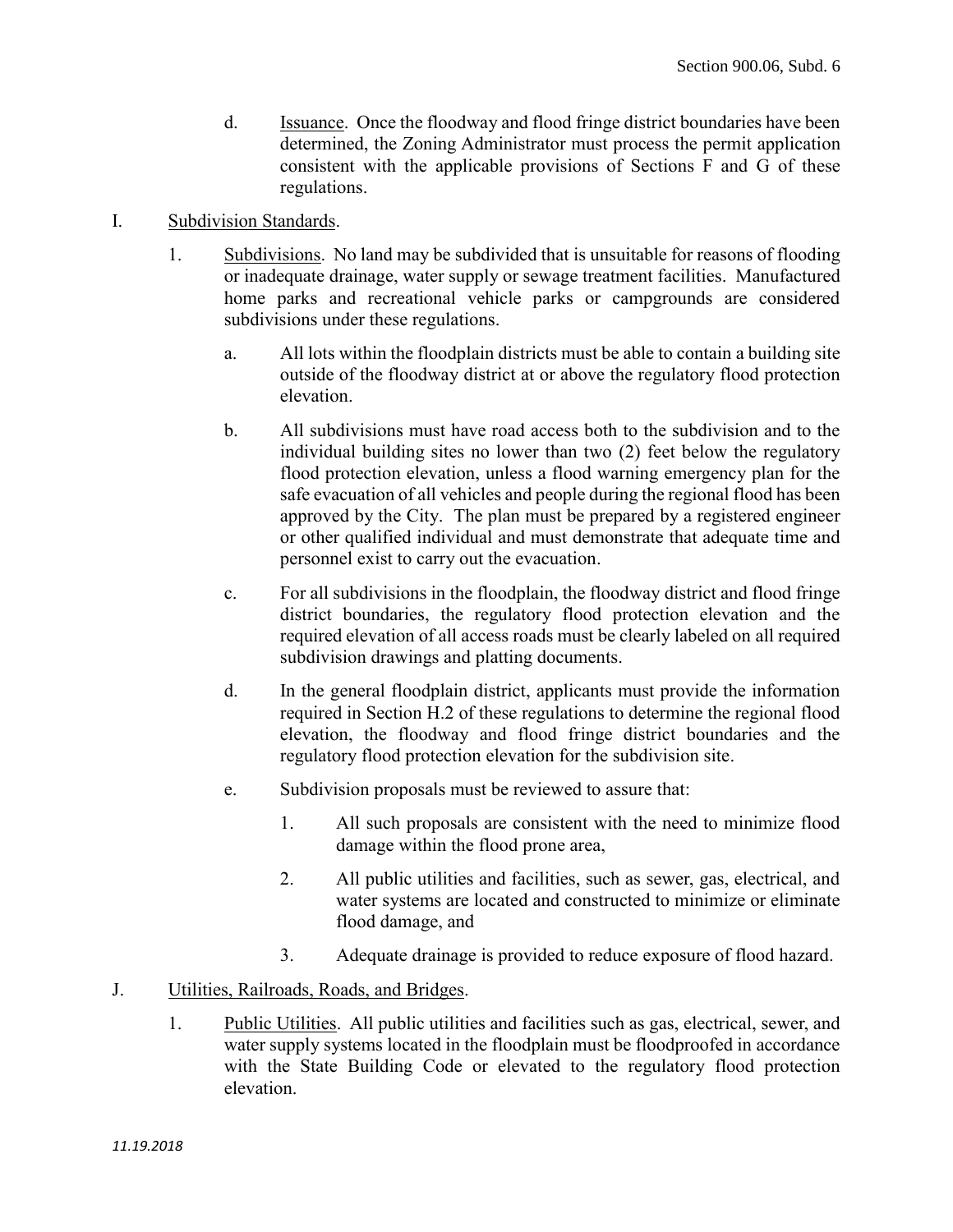d. Issuance. Once the floodway and flood fringe district boundaries have been determined, the Zoning Administrator must process the permit application consistent with the applicable provisions of Sections F and G of these regulations.

I. Subdivision Standards.

1. Subdivisions. No land may be subdivided that is unsuitable for reasons of flooding or inadequate drainage, water supply or sewage treatment facilities. Manufactured home parks and recreational vehicle parks or campgrounds are considered subdivisions under these regulations.

   a. All lots within the floodplain districts must be able to contain a building site outside of the floodway district at or above the regulatory flood protection elevation.

   b. All subdivisions must have road access both to the subdivision and to the individual building sites no lower than two (2) feet below the regulatory flood protection elevation, unless a flood warning emergency plan for the safe evacuation of all vehicles and people during the regional flood has been approved by the City. The plan must be prepared by a registered engineer or other qualified individual and must demonstrate that adequate time and personnel exist to carry out the evacuation.

   c. For all subdivisions in the floodplain, the floodway district and flood fringe district boundaries, the regulatory flood protection elevation and the required elevation of all access roads must be clearly labeled on all required subdivision drawings and platting documents.

   d. In the general floodplain district, applicants must provide the information required in Section H.2 of these regulations to determine the regional flood elevation, the floodway and flood fringe district boundaries and the regulatory flood protection elevation for the subdivision site.

   e. Subdivision proposals must be reviewed to assure that:

      1. All such proposals are consistent with the need to minimize flood damage within the flood prone area,

      2. All public utilities and facilities, such as sewer, gas, electrical, and water systems are located and constructed to minimize or eliminate flood damage, and

      3. Adequate drainage is provided to reduce exposure of flood hazard.

J. Utilities, Railroads, Roads, and Bridges.

1. Public Utilities. All public utilities and facilities such as gas, electrical, sewer, and water supply systems located in the floodplain must be floodproofed in accordance with the State Building Code or elevated to the regulatory flood protection elevation.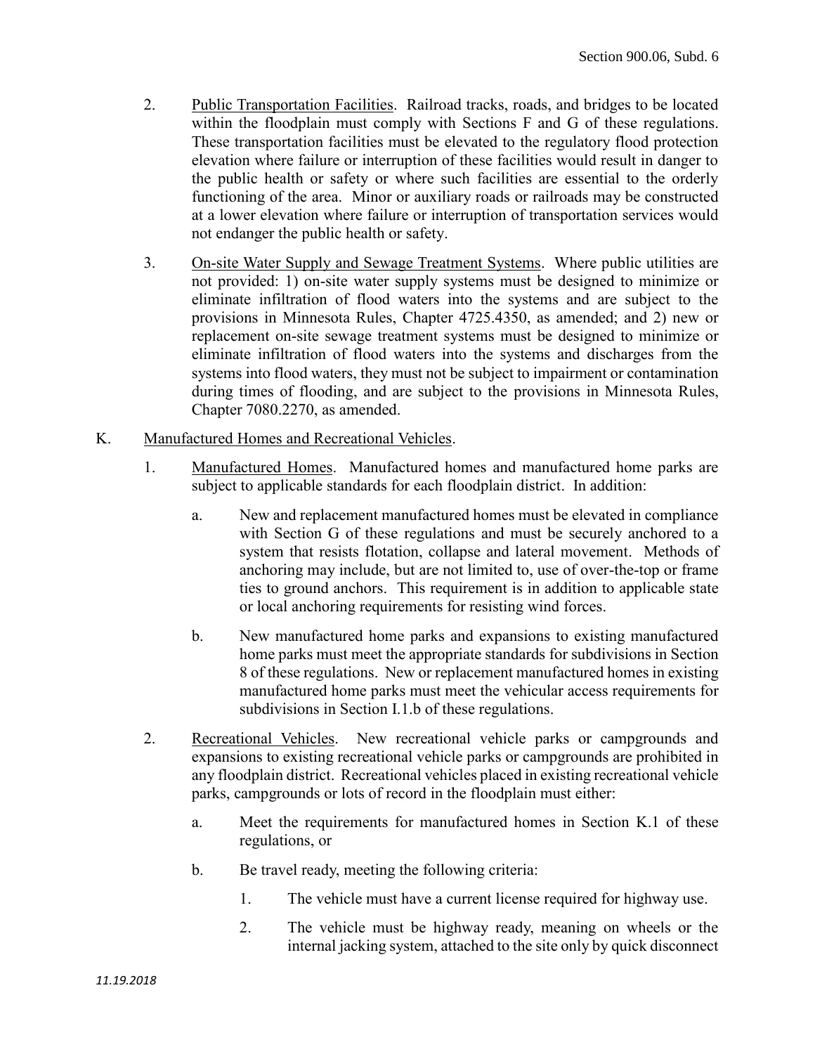2. Public Transportation Facilities. Railroad tracks, roads, and bridges to be located within the floodplain must comply with Sections F and G of these regulations. These transportation facilities must be elevated to the regulatory flood protection elevation where failure or interruption of these facilities would result in danger to the public health or safety or where such facilities are essential to the orderly functioning of the area. Minor or auxiliary roads or railroads may be constructed at a lower elevation where failure or interruption of transportation services would not endanger the public health or safety.

3. On-site Water Supply and Sewage Treatment Systems. Where public utilities are not provided: 1) on-site water supply systems must be designed to minimize or eliminate infiltration of flood waters into the systems and are subject to the provisions in Minnesota Rules, Chapter 4725.4350, as amended; and 2) new or replacement on-site sewage treatment systems must be designed to minimize or eliminate infiltration of flood waters into the systems and discharges from the systems into flood waters, they must not be subject to impairment or contamination during times of flooding, and are subject to the provisions in Minnesota Rules, Chapter 7080.2270, as amended.

K. Manufactured Homes and Recreational Vehicles.

1. Manufactured Homes. Manufactured homes and manufactured home parks are subject to applicable standards for each floodplain district. In addition:

   a. New and replacement manufactured homes must be elevated in compliance with Section G of these regulations and must be securely anchored to a system that resists flotation, collapse and lateral movement. Methods of anchoring may include, but are not limited to, use of over-the-top or frame ties to ground anchors. This requirement is in addition to applicable state or local anchoring requirements for resisting wind forces.

   b. New manufactured home parks and expansions to existing manufactured home parks must meet the appropriate standards for subdivisions in Section 8 of these regulations. New or replacement manufactured homes in existing manufactured home parks must meet the vehicular access requirements for subdivisions in Section I.1.b of these regulations.

2. Recreational Vehicles. New recreational vehicle parks or campgrounds and expansions to existing recreational vehicle parks or campgrounds are prohibited in any floodplain district. Recreational vehicles placed in existing recreational vehicle parks, campgrounds or lots of record in the floodplain must either:

   a. Meet the requirements for manufactured homes in Section K.1 of these regulations, or

   b. Be travel ready, meeting the following criteria:

      1. The vehicle must have a current license required for highway use.

      2. The vehicle must be highway ready, meaning on wheels or the internal jacking system, attached to the site only by quick disconnect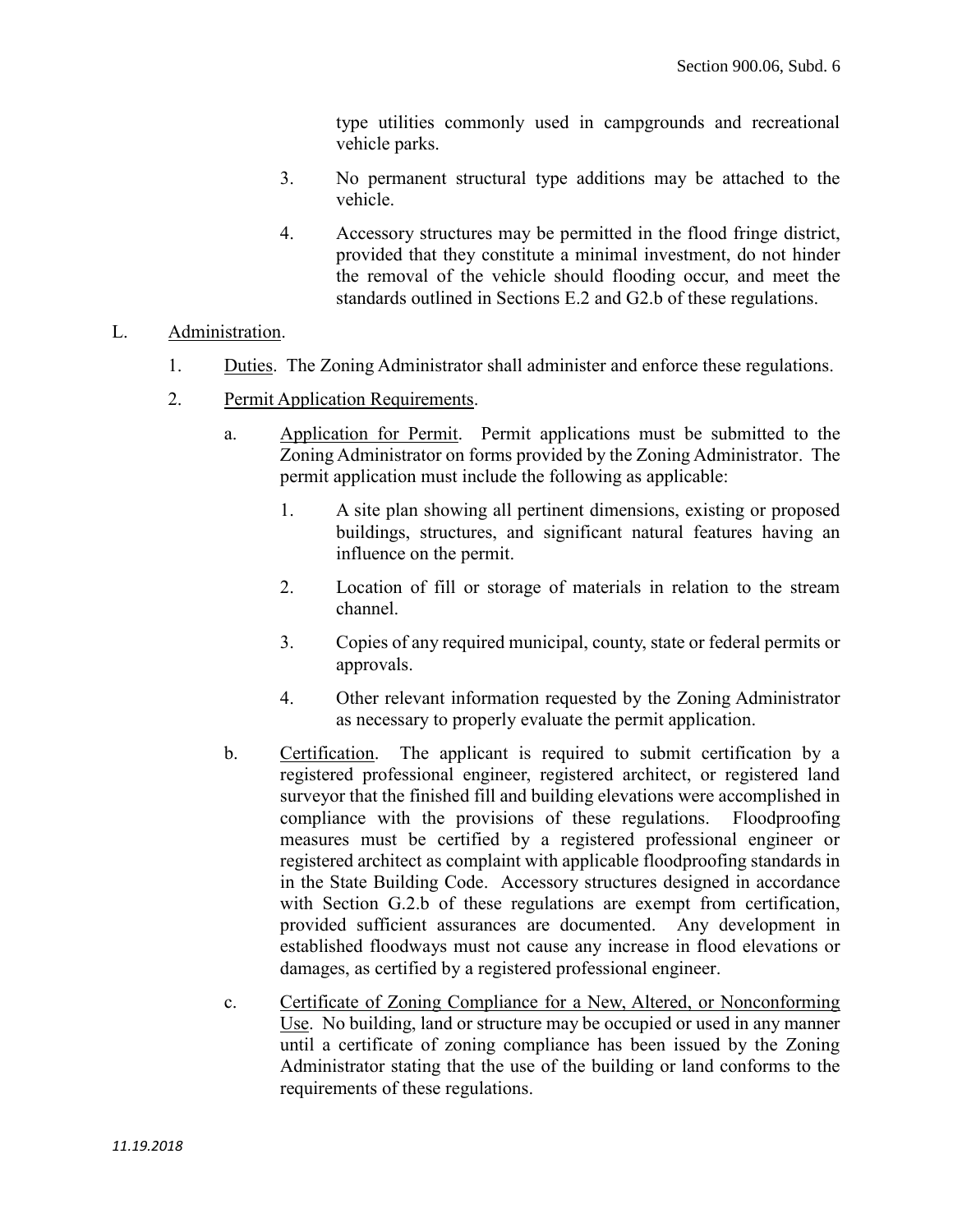type utilities commonly used in campgrounds and recreational vehicle parks.

3. No permanent structural type additions may be attached to the vehicle.

4. Accessory structures may be permitted in the flood fringe district, provided that they constitute a minimal investment, do not hinder the removal of the vehicle should flooding occur, and meet the standards outlined in Sections E.2 and G2.b of these regulations.

L. Administration.

1. Duties. The Zoning Administrator shall administer and enforce these regulations.

2. Permit Application Requirements.

a. Application for Permit. Permit applications must be submitted to the Zoning Administrator on forms provided by the Zoning Administrator. The permit application must include the following as applicable:

1. A site plan showing all pertinent dimensions, existing or proposed buildings, structures, and significant natural features having an influence on the permit.

2. Location of fill or storage of materials in relation to the stream channel.

3. Copies of any required municipal, county, state or federal permits or approvals.

4. Other relevant information requested by the Zoning Administrator as necessary to properly evaluate the permit application.

b. Certification. The applicant is required to submit certification by a registered professional engineer, registered architect, or registered land surveyor that the finished fill and building elevations were accomplished in compliance with the provisions of these regulations. Floodproofing measures must be certified by a registered professional engineer or registered architect as complaint with applicable floodproofing standards in in the State Building Code. Accessory structures designed in accordance with Section G.2.b of these regulations are exempt from certification, provided sufficient assurances are documented. Any development in established floodways must not cause any increase in flood elevations or damages, as certified by a registered professional engineer.

c. Certificate of Zoning Compliance for a New, Altered, or Nonconforming Use. No building, land or structure may be occupied or used in any manner until a certificate of zoning compliance has been issued by the Zoning Administrator stating that the use of the building or land conforms to the requirements of these regulations.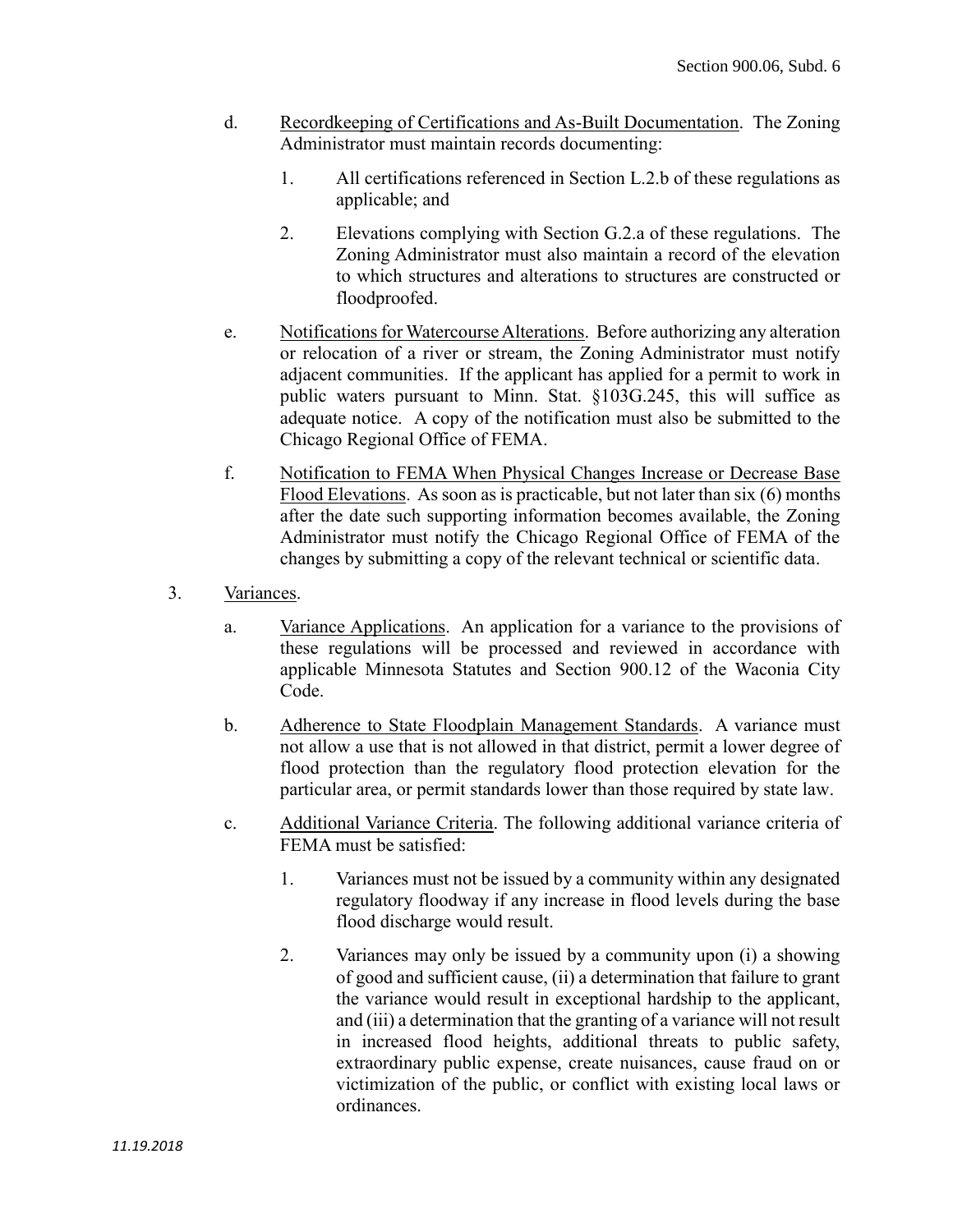d. Recordkeeping of Certifications and As-Built Documentation. The Zoning Administrator must maintain records documenting:

   1. All certifications referenced in Section L.2.b of these regulations as applicable; and

   2. Elevations complying with Section G.2.a of these regulations. The Zoning Administrator must also maintain a record of the elevation to which structures and alterations to structures are constructed or floodproofed.

e. Notifications for Watercourse Alterations. Before authorizing any alteration or relocation of a river or stream, the Zoning Administrator must notify adjacent communities. If the applicant has applied for a permit to work in public waters pursuant to Minn. Stat. §103G.245, this will suffice as adequate notice. A copy of the notification must also be submitted to the Chicago Regional Office of FEMA.

f. Notification to FEMA When Physical Changes Increase or Decrease Base Flood Elevations. As soon as is practicable, but not later than six (6) months after the date such supporting information becomes available, the Zoning Administrator must notify the Chicago Regional Office of FEMA of the changes by submitting a copy of the relevant technical or scientific data.

3. Variances.

   a. Variance Applications. An application for a variance to the provisions of these regulations will be processed and reviewed in accordance with applicable Minnesota Statutes and Section 900.12 of the Waconia City Code.

   b. Adherence to State Floodplain Management Standards. A variance must not allow a use that is not allowed in that district, permit a lower degree of flood protection than the regulatory flood protection elevation for the particular area, or permit standards lower than those required by state law.

   c. Additional Variance Criteria. The following additional variance criteria of FEMA must be satisfied:

      1. Variances must not be issued by a community within any designated regulatory floodway if any increase in flood levels during the base flood discharge would result.

      2. Variances may only be issued by a community upon (i) a showing of good and sufficient cause, (ii) a determination that failure to grant the variance would result in exceptional hardship to the applicant, and (iii) a determination that the granting of a variance will not result in increased flood heights, additional threats to public safety, extraordinary public expense, create nuisances, cause fraud on or victimization of the public, or conflict with existing local laws or ordinances.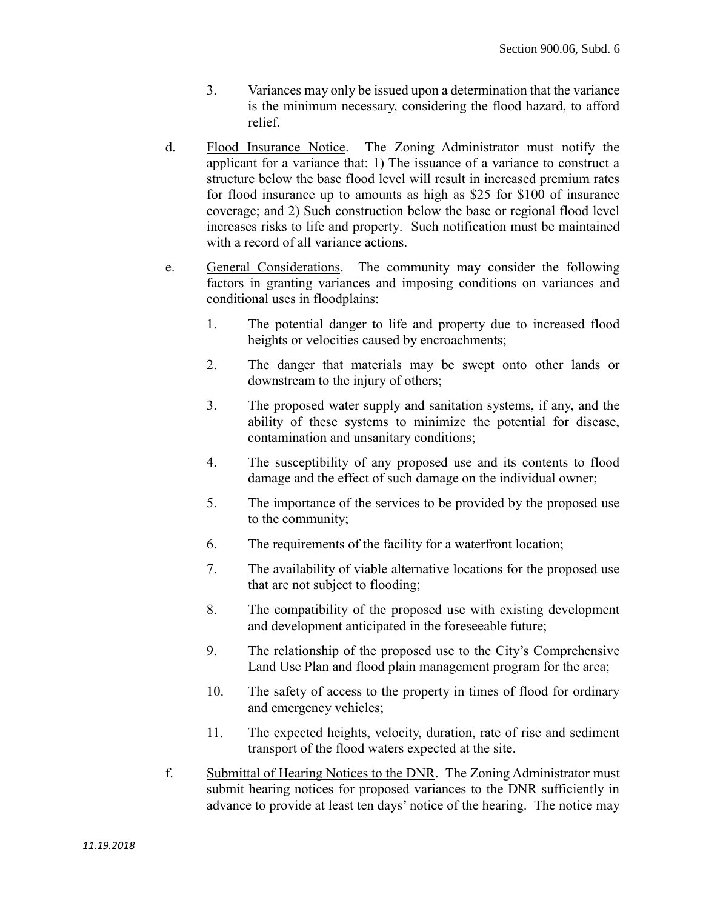3. Variances may only be issued upon a determination that the variance is the minimum necessary, considering the flood hazard, to afford relief.

d. Flood Insurance Notice. The Zoning Administrator must notify the applicant for a variance that: 1) The issuance of a variance to construct a structure below the base flood level will result in increased premium rates for flood insurance up to amounts as high as $25 for $100 of insurance coverage; and 2) Such construction below the base or regional flood level increases risks to life and property. Such notification must be maintained with a record of all variance actions.

e. General Considerations. The community may consider the following factors in granting variances and imposing conditions on variances and conditional uses in floodplains:

1. The potential danger to life and property due to increased flood heights or velocities caused by encroachments;

2. The danger that materials may be swept onto other lands or downstream to the injury of others;

3. The proposed water supply and sanitation systems, if any, and the ability of these systems to minimize the potential for disease, contamination and unsanitary conditions;

4. The susceptibility of any proposed use and its contents to flood damage and the effect of such damage on the individual owner;

5. The importance of the services to be provided by the proposed use to the community;

6. The requirements of the facility for a waterfront location;

7. The availability of viable alternative locations for the proposed use that are not subject to flooding;

8. The compatibility of the proposed use with existing development and development anticipated in the foreseeable future;

9. The relationship of the proposed use to the City's Comprehensive Land Use Plan and flood plain management program for the area;

10. The safety of access to the property in times of flood for ordinary and emergency vehicles;

11. The expected heights, velocity, duration, rate of rise and sediment transport of the flood waters expected at the site.

f. Submittal of Hearing Notices to the DNR. The Zoning Administrator must submit hearing notices for proposed variances to the DNR sufficiently in advance to provide at least ten days' notice of the hearing. The notice may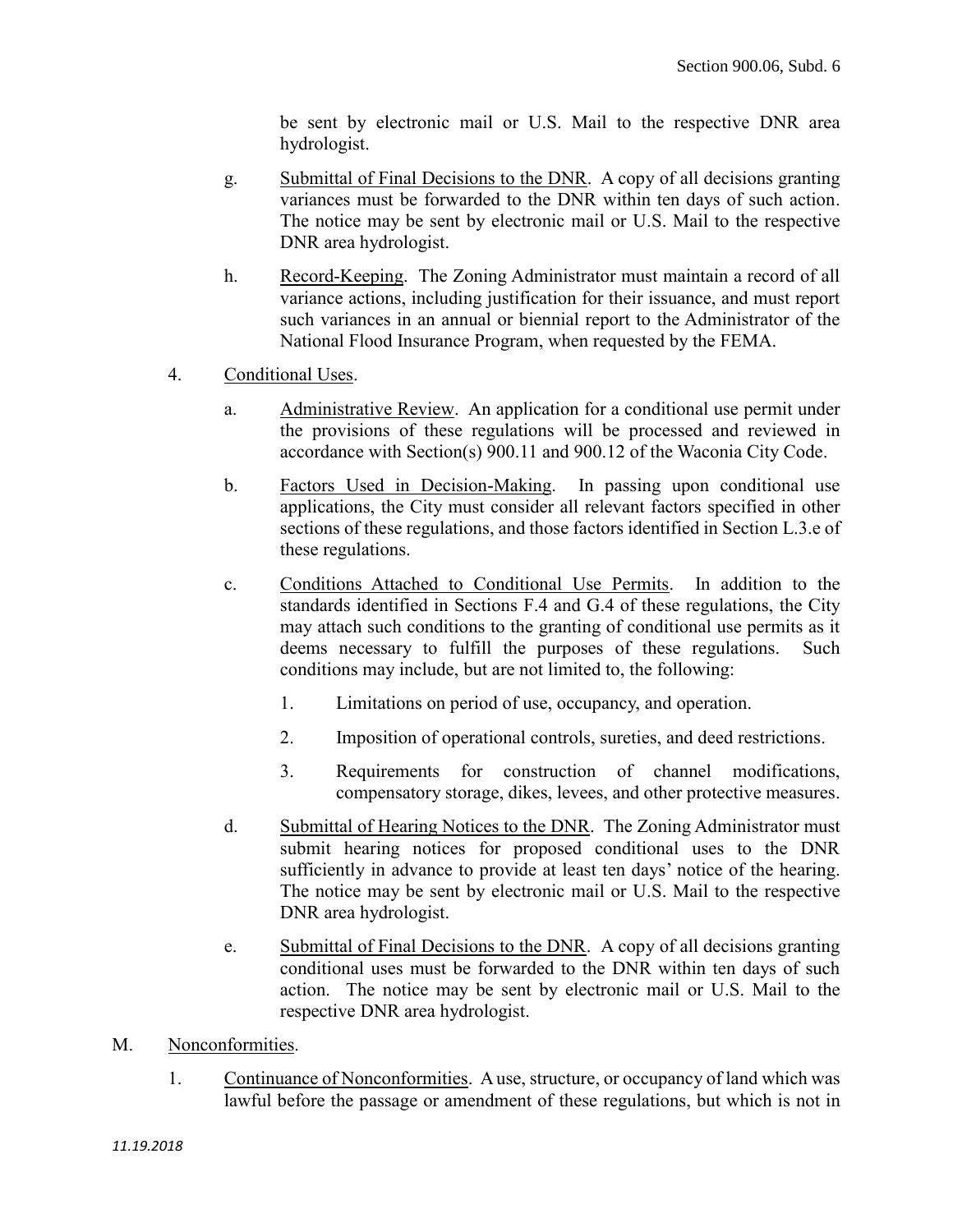be sent by electronic mail or U.S. Mail to the respective DNR area hydrologist.

g. Submittal of Final Decisions to the DNR. A copy of all decisions granting variances must be forwarded to the DNR within ten days of such action. The notice may be sent by electronic mail or U.S. Mail to the respective DNR area hydrologist.

h. Record-Keeping. The Zoning Administrator must maintain a record of all variance actions, including justification for their issuance, and must report such variances in an annual or biennial report to the Administrator of the National Flood Insurance Program, when requested by the FEMA.

4. Conditional Uses.

a. Administrative Review. An application for a conditional use permit under the provisions of these regulations will be processed and reviewed in accordance with Section(s) 900.11 and 900.12 of the Waconia City Code.

b. Factors Used in Decision-Making. In passing upon conditional use applications, the City must consider all relevant factors specified in other sections of these regulations, and those factors identified in Section L.3.e of these regulations.

c. Conditions Attached to Conditional Use Permits. In addition to the standards identified in Sections F.4 and G.4 of these regulations, the City may attach such conditions to the granting of conditional use permits as it deems necessary to fulfill the purposes of these regulations. Such conditions may include, but are not limited to, the following:

1. Limitations on period of use, occupancy, and operation.

2. Imposition of operational controls, sureties, and deed restrictions.

3. Requirements for construction of channel modifications, compensatory storage, dikes, levees, and other protective measures.

d. Submittal of Hearing Notices to the DNR. The Zoning Administrator must submit hearing notices for proposed conditional uses to the DNR sufficiently in advance to provide at least ten days' notice of the hearing. The notice may be sent by electronic mail or U.S. Mail to the respective DNR area hydrologist.

e. Submittal of Final Decisions to the DNR. A copy of all decisions granting conditional uses must be forwarded to the DNR within ten days of such action. The notice may be sent by electronic mail or U.S. Mail to the respective DNR area hydrologist.

M. Nonconformities.

1. Continuance of Nonconformities. A use, structure, or occupancy of land which was lawful before the passage or amendment of these regulations, but which is not in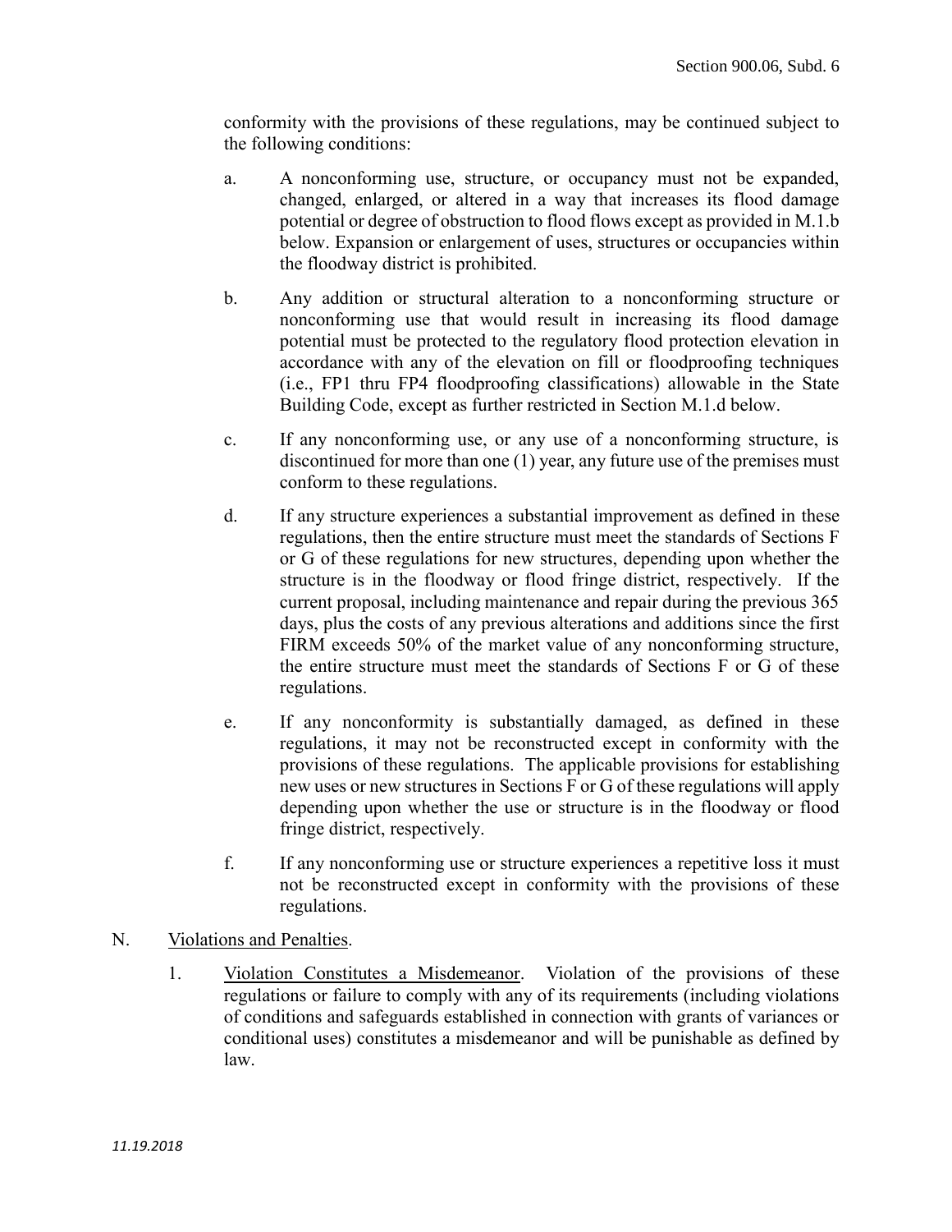conformity with the provisions of these regulations, may be continued subject to the following conditions:

a. A nonconforming use, structure, or occupancy must not be expanded, changed, enlarged, or altered in a way that increases its flood damage potential or degree of obstruction to flood flows except as provided in M.1.b below. Expansion or enlargement of uses, structures or occupancies within the floodway district is prohibited.

b. Any addition or structural alteration to a nonconforming structure or nonconforming use that would result in increasing its flood damage potential must be protected to the regulatory flood protection elevation in accordance with any of the elevation on fill or floodproofing techniques (i.e., FP1 thru FP4 floodproofing classifications) allowable in the State Building Code, except as further restricted in Section M.1.d below.

c. If any nonconforming use, or any use of a nonconforming structure, is discontinued for more than one (1) year, any future use of the premises must conform to these regulations.

d. If any structure experiences a substantial improvement as defined in these regulations, then the entire structure must meet the standards of Sections F or G of these regulations for new structures, depending upon whether the structure is in the floodway or flood fringe district, respectively. If the current proposal, including maintenance and repair during the previous 365 days, plus the costs of any previous alterations and additions since the first FIRM exceeds 50% of the market value of any nonconforming structure, the entire structure must meet the standards of Sections F or G of these regulations.

e. If any nonconformity is substantially damaged, as defined in these regulations, it may not be reconstructed except in conformity with the provisions of these regulations. The applicable provisions for establishing new uses or new structures in Sections F or G of these regulations will apply depending upon whether the use or structure is in the floodway or flood fringe district, respectively.

f. If any nonconforming use or structure experiences a repetitive loss it must not be reconstructed except in conformity with the provisions of these regulations.

N. Violations and Penalties.

1. Violation Constitutes a Misdemeanor. Violation of the provisions of these regulations or failure to comply with any of its requirements (including violations of conditions and safeguards established in connection with grants of variances or conditional uses) constitutes a misdemeanor and will be punishable as defined by law.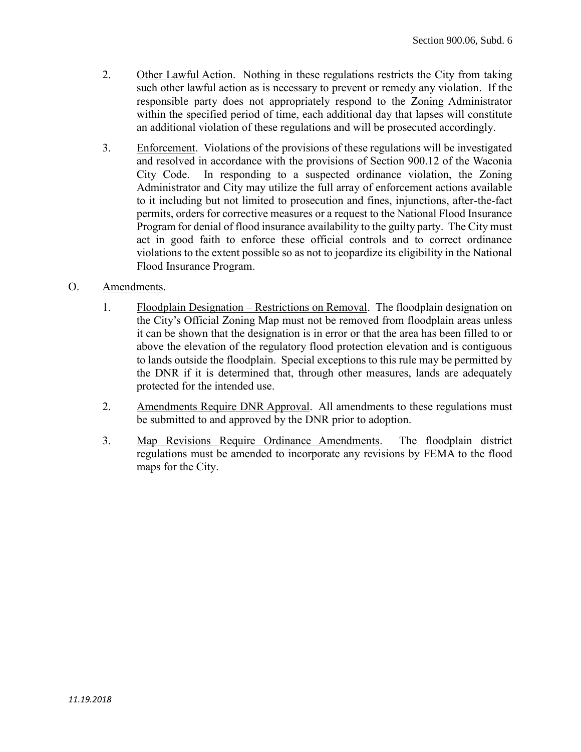2. Other Lawful Action. Nothing in these regulations restricts the City from taking such other lawful action as is necessary to prevent or remedy any violation. If the responsible party does not appropriately respond to the Zoning Administrator within the specified period of time, each additional day that lapses will constitute an additional violation of these regulations and will be prosecuted accordingly.

3. Enforcement. Violations of the provisions of these regulations will be investigated and resolved in accordance with the provisions of Section 900.12 of the Waconia City Code. In responding to a suspected ordinance violation, the Zoning Administrator and City may utilize the full array of enforcement actions available to it including but not limited to prosecution and fines, injunctions, after-the-fact permits, orders for corrective measures or a request to the National Flood Insurance Program for denial of flood insurance availability to the guilty party. The City must act in good faith to enforce these official controls and to correct ordinance violations to the extent possible so as not to jeopardize its eligibility in the National Flood Insurance Program.

O. Amendments.

1. Floodplain Designation – Restrictions on Removal. The floodplain designation on the City's Official Zoning Map must not be removed from floodplain areas unless it can be shown that the designation is in error or that the area has been filled to or above the elevation of the regulatory flood protection elevation and is contiguous to lands outside the floodplain. Special exceptions to this rule may be permitted by the DNR if it is determined that, through other measures, lands are adequately protected for the intended use.

2. Amendments Require DNR Approval. All amendments to these regulations must be submitted to and approved by the DNR prior to adoption.

3. Map Revisions Require Ordinance Amendments. The floodplain district regulations must be amended to incorporate any revisions by FEMA to the flood maps for the City.